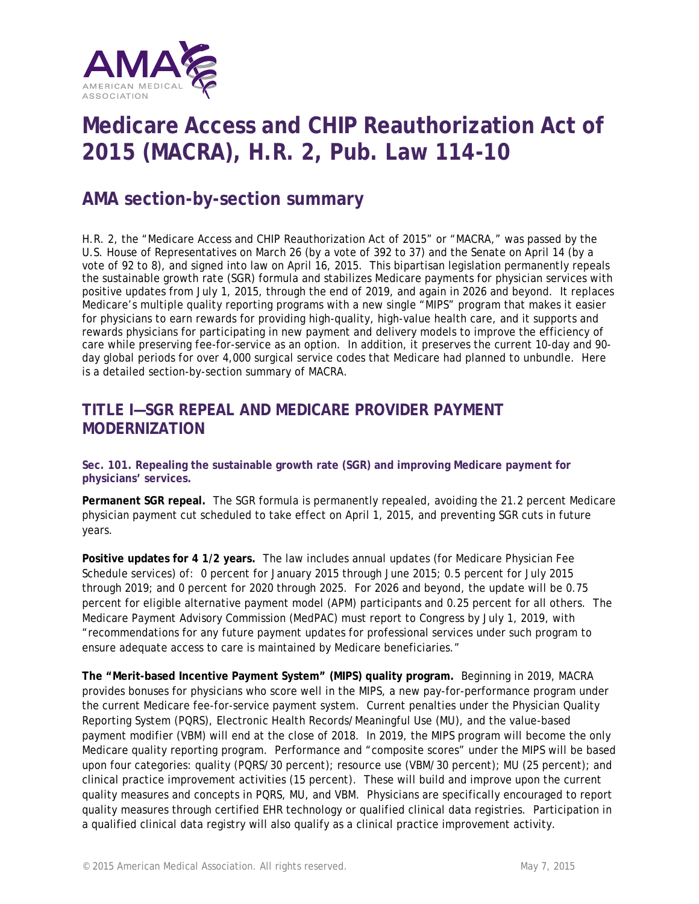# Medicare Access and CHIP Reauthorization Act of 2015 (MACRA), H.R. 2, Pub. Law 114-10

## AMA section-by-section summary

H.R. 2, the "Medicare Access and CHIP Reauthorization Act of 2015" or "MACRA," was passed by the U.S. House of Representatives on March 26 (by a vote of 392 to 37) and the Senate on April 14 (by a vote of 92 to 8), and signed into law on April 16, 2015. This bipartisan legislation permanently repeals the sustainable growth rate (SGR) formula and stabilizes Medicare payments for physician services with positive updates from July 1, 2015, through the end of 2019, and again in 2026 and beyond. It replaces Medicare's multiple quality reporting programs with a new single "MIPS" program that makes it easier for physicians to earn rewards for providing high-quality, high-value health care, and it supports and rewards physicians for participating in new payment and delivery models to improve the efficiency of care while preserving fee-for-service as an option. In addition, it preserves the current 10-day and 90-day global periods for over 4,000 surgical service codes that Medicare had planned to unbundle. Here is a detailed section-by-section summary of MACRA.

## TITLE I—SGR REPEAL AND MEDICARE PROVIDER PAYMENT MODERNIZATION

### Sec. 101. Repealing the sustainable growth rate (SGR) and improving Medicare payment for physicians' services.

**Permanent SGR repeal.** The SGR formula is permanently repealed, avoiding the 21.2 percent Medicare physician payment cut scheduled to take effect on April 1, 2015, and preventing SGR cuts in future years.

**Positive updates for 4 1/2 years.** The law includes annual updates (for Medicare Physician Fee Schedule services) of: 0 percent for January 2015 through June 2015; 0.5 percent for July 2015 through 2019; and 0 percent for 2020 through 2025. For 2026 and beyond, the update will be 0.75 percent for eligible alternative payment model (APM) participants and 0.25 percent for all others. The Medicare Payment Advisory Commission (MedPAC) must report to Congress by July 1, 2019, with "recommendations for any future payment updates for professional services under such program to ensure adequate access to care is maintained by Medicare beneficiaries."

**The "Merit-based Incentive Payment System" (MIPS) quality program.** Beginning in 2019, MACRA provides bonuses for physicians who score well in the MIPS, a new pay-for-performance program under the current Medicare fee-for-service payment system. Current penalties under the Physician Quality Reporting System (PQRS), Electronic Health Records/Meaningful Use (MU), and the value-based payment modifier (VBM) will end at the close of 2018. In 2019, the MIPS program will become the only Medicare quality reporting program. Performance and "composite scores" under the MIPS will be based upon four categories: quality (PQRS/30 percent); resource use (VBM/30 percent); MU (25 percent); and clinical practice improvement activities (15 percent). These will build and improve upon the current quality measures and concepts in PQRS, MU, and VBM. Physicians are specifically encouraged to report quality measures through certified EHR technology or qualified clinical data registries. Participation in a qualified clinical data registry will also qualify as a clinical practice improvement activity.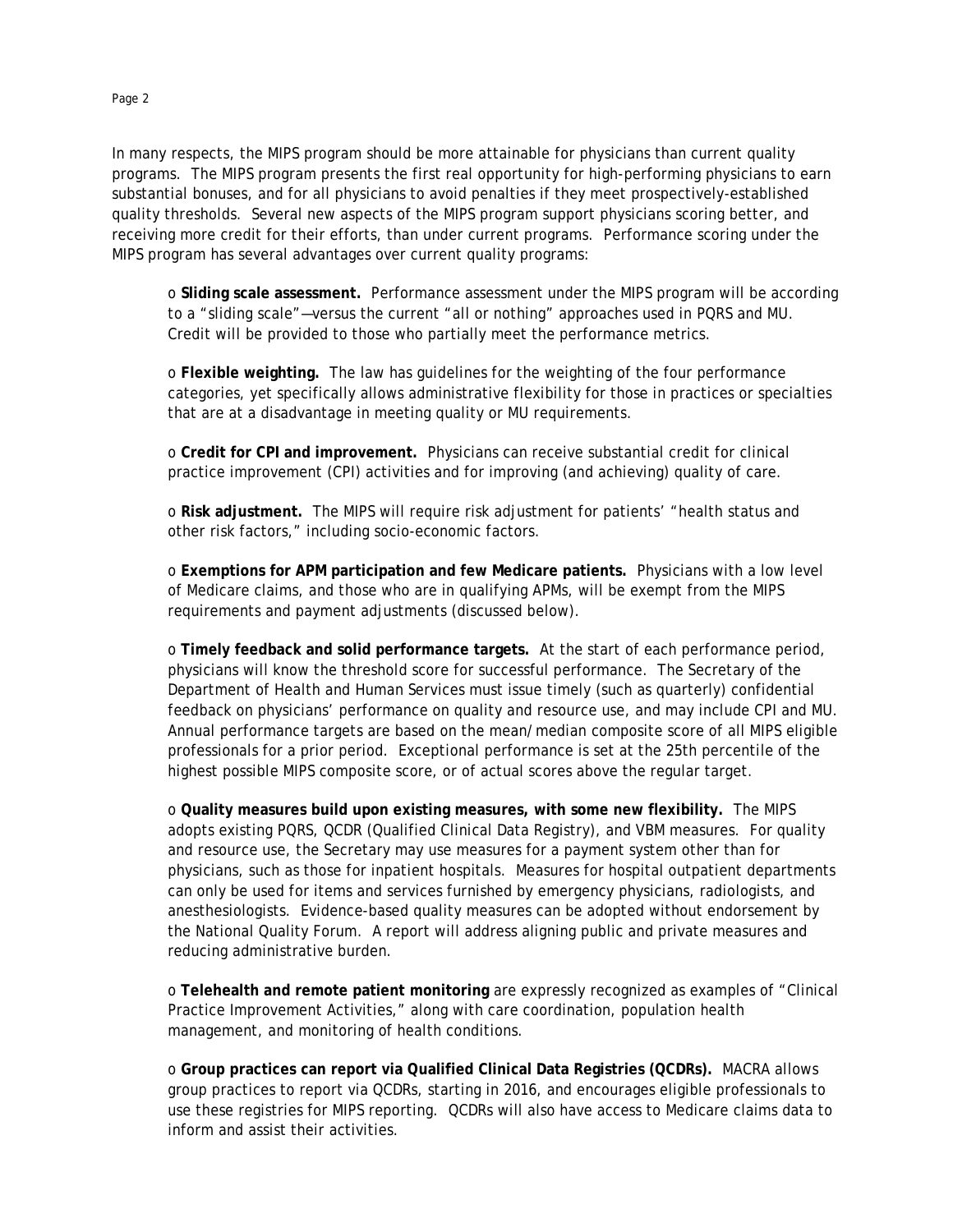In many respects, the MIPS program should be more attainable for physicians than current quality programs. The MIPS program presents the first real opportunity for high-performing physicians to earn substantial bonuses, and for all physicians to avoid penalties if they meet prospectively-established quality thresholds. Several new aspects of the MIPS program support physicians scoring better, and receiving more credit for their efforts, than under current programs. Performance scoring under the MIPS program has several advantages over current quality programs:

- **Sliding scale assessment.** Performance assessment under the MIPS program will be according to a "sliding scale"—versus the current "all or nothing" approaches used in PQRS and MU. Credit will be provided to those who partially meet the performance metrics.

- **Flexible weighting.** The law has guidelines for the weighting of the four performance categories, yet specifically allows administrative flexibility for those in practices or specialties that are at a disadvantage in meeting quality or MU requirements.

- **Credit for CPI and improvement.** Physicians can receive substantial credit for clinical practice improvement (CPI) activities and for improving (and achieving) quality of care.

- **Risk adjustment.** The MIPS will require risk adjustment for patients' "health status and other risk factors," including socio-economic factors.

- **Exemptions for APM participation and few Medicare patients.** Physicians with a low level of Medicare claims, and those who are in qualifying APMs, will be exempt from the MIPS requirements and payment adjustments (discussed below).

- **Timely feedback and solid performance targets.** At the start of each performance period, physicians will know the threshold score for successful performance. The Secretary of the Department of Health and Human Services must issue timely (such as quarterly) confidential feedback on physicians' performance on quality and resource use, and may include CPI and MU. Annual performance targets are based on the mean/median composite score of all MIPS eligible professionals for a prior period. Exceptional performance is set at the 25th percentile of the highest possible MIPS composite score, or of actual scores above the regular target.

- **Quality measures build upon existing measures, with some new flexibility.** The MIPS adopts existing PQRS, QCDR (Qualified Clinical Data Registry), and VBM measures. For quality and resource use, the Secretary may use measures for a payment system other than for physicians, such as those for inpatient hospitals. Measures for hospital outpatient departments can only be used for items and services furnished by emergency physicians, radiologists, and anesthesiologists. Evidence-based quality measures can be adopted without endorsement by the National Quality Forum. A report will address aligning public and private measures and reducing administrative burden.

- **Telehealth and remote patient monitoring** are expressly recognized as examples of "Clinical Practice Improvement Activities," along with care coordination, population health management, and monitoring of health conditions.

- **Group practices can report via Qualified Clinical Data Registries (QCDRs).** MACRA allows group practices to report via QCDRs, starting in 2016, and encourages eligible professionals to use these registries for MIPS reporting. QCDRs will also have access to Medicare claims data to inform and assist their activities.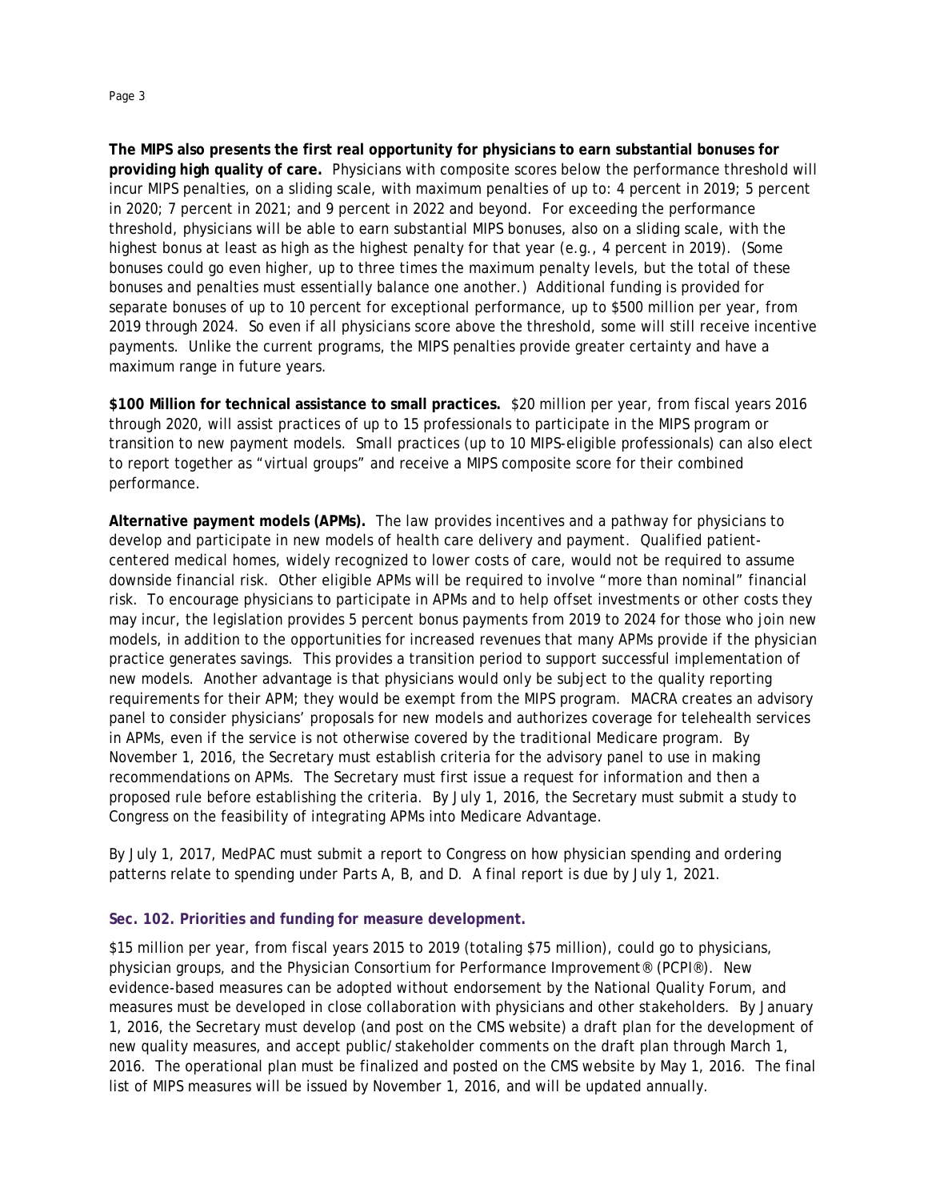**The MIPS also presents the first real opportunity for physicians to earn substantial bonuses for providing high quality of care.** Physicians with composite scores below the performance threshold will incur MIPS penalties, on a sliding scale, with maximum penalties of up to: 4 percent in 2019; 5 percent in 2020; 7 percent in 2021; and 9 percent in 2022 and beyond. For exceeding the performance threshold, physicians will be able to earn substantial MIPS bonuses, also on a sliding scale, with the highest bonus at least as high as the highest penalty for that year (e.g., 4 percent in 2019). (Some bonuses could go even higher, up to three times the maximum penalty levels, but the total of these bonuses and penalties must essentially balance one another.) Additional funding is provided for separate bonuses of up to 10 percent for exceptional performance, up to $500 million per year, from 2019 through 2024. So even if all physicians score above the threshold, some will still receive incentive payments. Unlike the current programs, the MIPS penalties provide greater certainty and have a maximum range in future years.

**$100 Million for technical assistance to small practices.** $20 million per year, from fiscal years 2016 through 2020, will assist practices of up to 15 professionals to participate in the MIPS program or transition to new payment models. Small practices (up to 10 MIPS-eligible professionals) can also elect to report together as "virtual groups" and receive a MIPS composite score for their combined performance.

**Alternative payment models (APMs).** The law provides incentives and a pathway for physicians to develop and participate in new models of health care delivery and payment. Qualified patient-centered medical homes, widely recognized to lower costs of care, would not be required to assume downside financial risk. Other eligible APMs will be required to involve "more than nominal" financial risk. To encourage physicians to participate in APMs and to help offset investments or other costs they may incur, the legislation provides 5 percent bonus payments from 2019 to 2024 for those who join new models, in addition to the opportunities for increased revenues that many APMs provide if the physician practice generates savings. This provides a transition period to support successful implementation of new models. Another advantage is that physicians would only be subject to the quality reporting requirements for their APM; they would be exempt from the MIPS program. MACRA creates an advisory panel to consider physicians' proposals for new models and authorizes coverage for telehealth services in APMs, even if the service is not otherwise covered by the traditional Medicare program. By November 1, 2016, the Secretary must establish criteria for the advisory panel to use in making recommendations on APMs. The Secretary must first issue a request for information and then a proposed rule before establishing the criteria. By July 1, 2016, the Secretary must submit a study to Congress on the feasibility of integrating APMs into Medicare Advantage.

By July 1, 2017, MedPAC must submit a report to Congress on how physician spending and ordering patterns relate to spending under Parts A, B, and D. A final report is due by July 1, 2021.

### Sec. 102. Priorities and funding for measure development.

$15 million per year, from fiscal years 2015 to 2019 (totaling $75 million), could go to physicians, physician groups, and the Physician Consortium for Performance Improvement® (PCPI®). New evidence-based measures can be adopted without endorsement by the National Quality Forum, and measures must be developed in close collaboration with physicians and other stakeholders. By January 1, 2016, the Secretary must develop (and post on the CMS website) a draft plan for the development of new quality measures, and accept public/stakeholder comments on the draft plan through March 1, 2016. The operational plan must be finalized and posted on the CMS website by May 1, 2016. The final list of MIPS measures will be issued by November 1, 2016, and will be updated annually.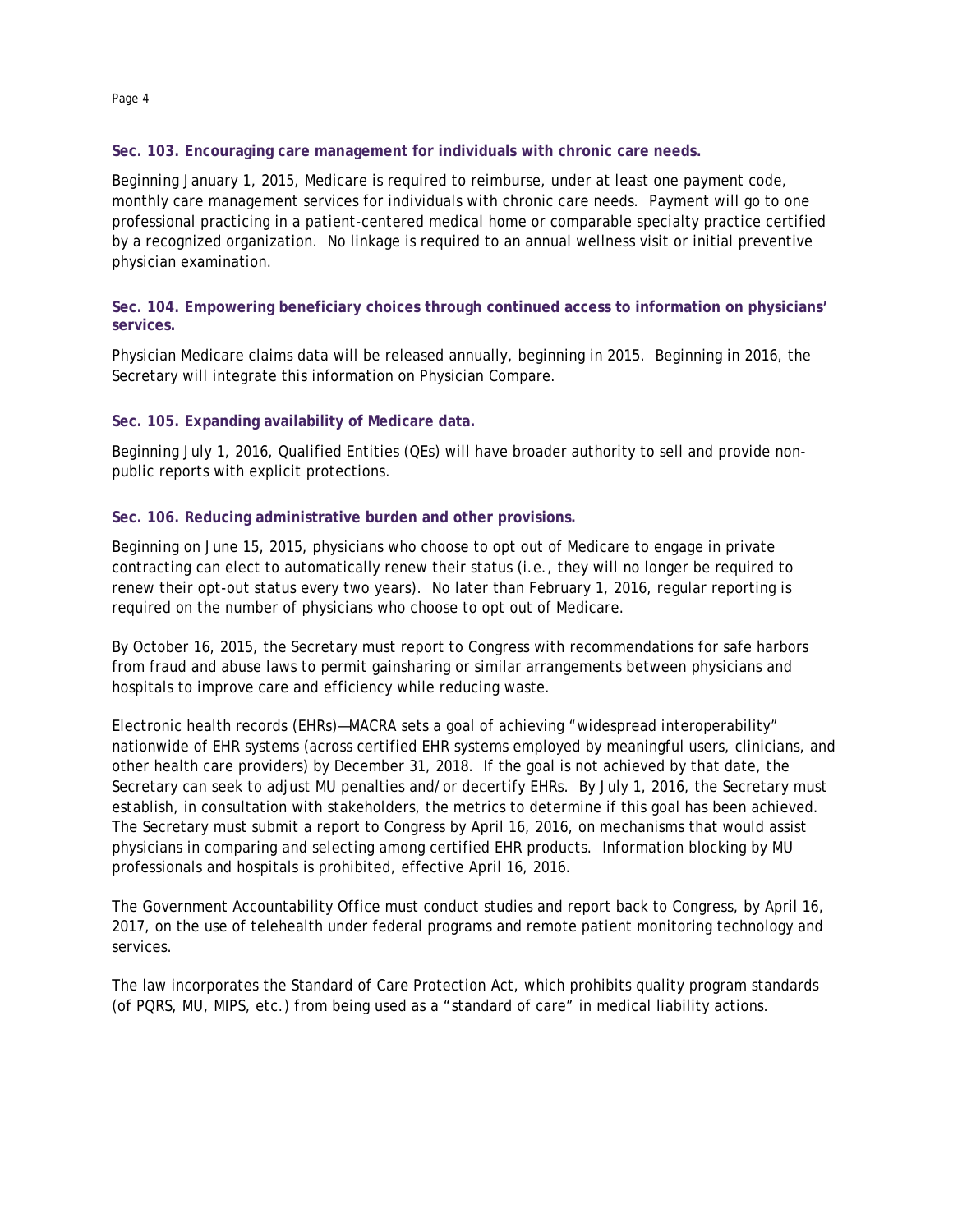### Sec. 103. Encouraging care management for individuals with chronic care needs.

Beginning January 1, 2015, Medicare is required to reimburse, under at least one payment code, monthly care management services for individuals with chronic care needs. Payment will go to one professional practicing in a patient-centered medical home or comparable specialty practice certified by a recognized organization. No linkage is required to an annual wellness visit or initial preventive physician examination.

### Sec. 104. Empowering beneficiary choices through continued access to information on physicians' services.

Physician Medicare claims data will be released annually, beginning in 2015. Beginning in 2016, the Secretary will integrate this information on Physician Compare.

### Sec. 105. Expanding availability of Medicare data.

Beginning July 1, 2016, Qualified Entities (QEs) will have broader authority to sell and provide non-public reports with explicit protections.

### Sec. 106. Reducing administrative burden and other provisions.

Beginning on June 15, 2015, physicians who choose to opt out of Medicare to engage in private contracting can elect to automatically renew their status (i.e., they will no longer be required to renew their opt-out status every two years). No later than February 1, 2016, regular reporting is required on the number of physicians who choose to opt out of Medicare.

By October 16, 2015, the Secretary must report to Congress with recommendations for safe harbors from fraud and abuse laws to permit gainsharing or similar arrangements between physicians and hospitals to improve care and efficiency while reducing waste.

Electronic health records (EHRs)—MACRA sets a goal of achieving "widespread interoperability" nationwide of EHR systems (across certified EHR systems employed by meaningful users, clinicians, and other health care providers) by December 31, 2018. If the goal is not achieved by that date, the Secretary can seek to adjust MU penalties and/or decertify EHRs. By July 1, 2016, the Secretary must establish, in consultation with stakeholders, the metrics to determine if this goal has been achieved. The Secretary must submit a report to Congress by April 16, 2016, on mechanisms that would assist physicians in comparing and selecting among certified EHR products. Information blocking by MU professionals and hospitals is prohibited, effective April 16, 2016.

The Government Accountability Office must conduct studies and report back to Congress, by April 16, 2017, on the use of telehealth under federal programs and remote patient monitoring technology and services.

The law incorporates the Standard of Care Protection Act, which prohibits quality program standards (of PQRS, MU, MIPS, etc.) from being used as a "standard of care" in medical liability actions.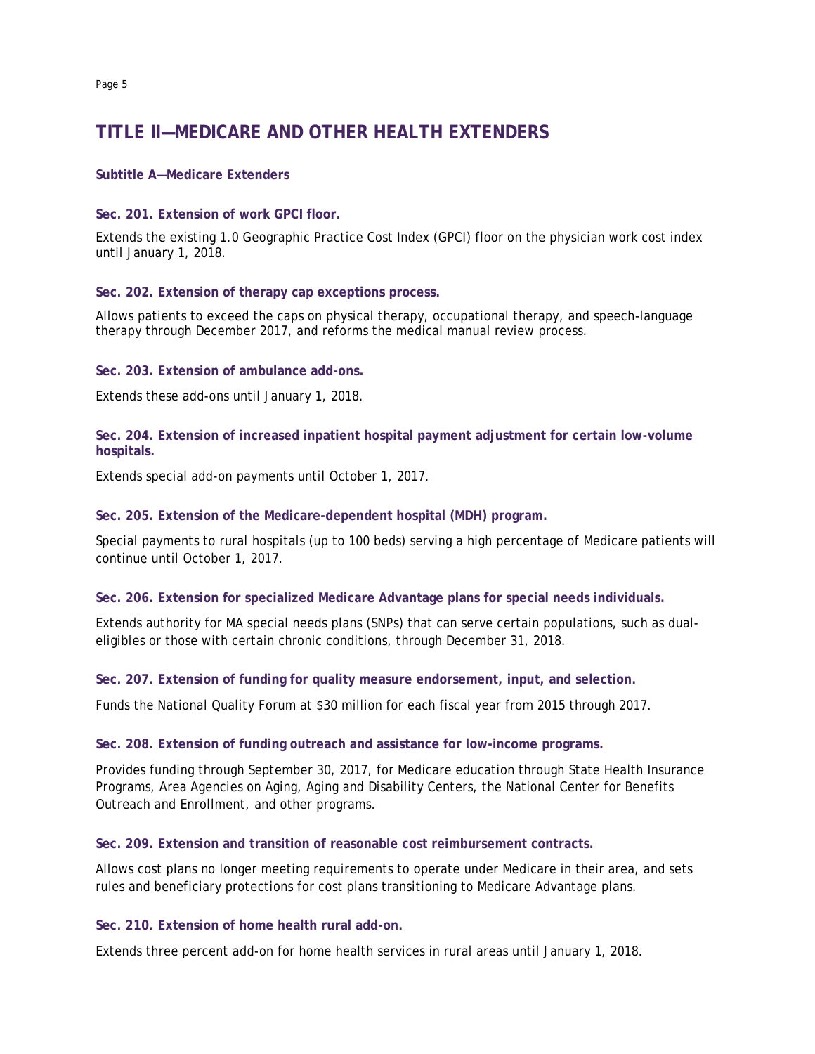# TITLE II—MEDICARE AND OTHER HEALTH EXTENDERS

## Subtitle A—Medicare Extenders

### Sec. 201. Extension of work GPCI floor.

Extends the existing 1.0 Geographic Practice Cost Index (GPCI) floor on the physician work cost index until January 1, 2018.

### Sec. 202. Extension of therapy cap exceptions process.

Allows patients to exceed the caps on physical therapy, occupational therapy, and speech-language therapy through December 2017, and reforms the medical manual review process.

### Sec. 203. Extension of ambulance add-ons.

Extends these add-ons until January 1, 2018.

### Sec. 204. Extension of increased inpatient hospital payment adjustment for certain low-volume hospitals.

Extends special add-on payments until October 1, 2017.

### Sec. 205. Extension of the Medicare-dependent hospital (MDH) program.

Special payments to rural hospitals (up to 100 beds) serving a high percentage of Medicare patients will continue until October 1, 2017.

### Sec. 206. Extension for specialized Medicare Advantage plans for special needs individuals.

Extends authority for MA special needs plans (SNPs) that can serve certain populations, such as dual-eligibles or those with certain chronic conditions, through December 31, 2018.

### Sec. 207. Extension of funding for quality measure endorsement, input, and selection.

Funds the National Quality Forum at $30 million for each fiscal year from 2015 through 2017.

### Sec. 208. Extension of funding outreach and assistance for low-income programs.

Provides funding through September 30, 2017, for Medicare education through State Health Insurance Programs, Area Agencies on Aging, Aging and Disability Centers, the National Center for Benefits Outreach and Enrollment, and other programs.

### Sec. 209. Extension and transition of reasonable cost reimbursement contracts.

Allows cost plans no longer meeting requirements to operate under Medicare in their area, and sets rules and beneficiary protections for cost plans transitioning to Medicare Advantage plans.

### Sec. 210. Extension of home health rural add-on.

Extends three percent add-on for home health services in rural areas until January 1, 2018.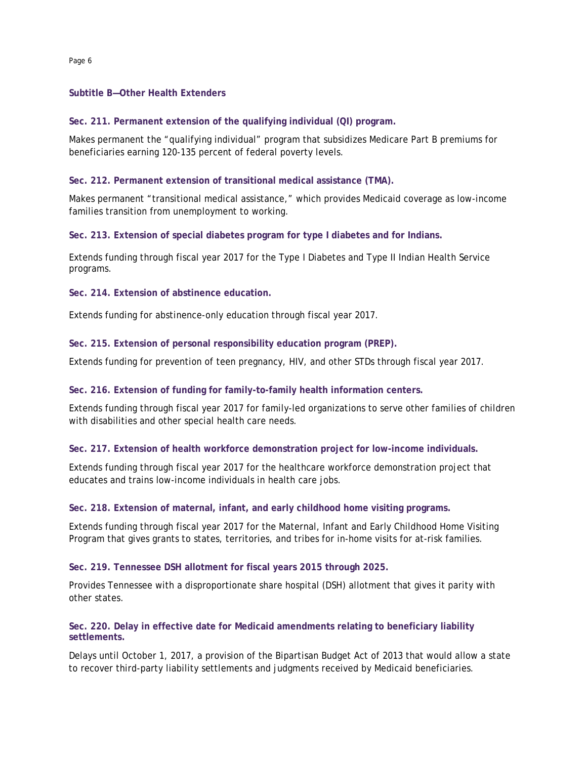## Subtitle B—Other Health Extenders

### Sec. 211. Permanent extension of the qualifying individual (QI) program.

Makes permanent the "qualifying individual" program that subsidizes Medicare Part B premiums for beneficiaries earning 120-135 percent of federal poverty levels.

### Sec. 212. Permanent extension of transitional medical assistance (TMA).

Makes permanent "transitional medical assistance," which provides Medicaid coverage as low-income families transition from unemployment to working.

### Sec. 213. Extension of special diabetes program for type I diabetes and for Indians.

Extends funding through fiscal year 2017 for the Type I Diabetes and Type II Indian Health Service programs.

### Sec. 214. Extension of abstinence education.

Extends funding for abstinence-only education through fiscal year 2017.

### Sec. 215. Extension of personal responsibility education program (PREP).

Extends funding for prevention of teen pregnancy, HIV, and other STDs through fiscal year 2017.

### Sec. 216. Extension of funding for family-to-family health information centers.

Extends funding through fiscal year 2017 for family-led organizations to serve other families of children with disabilities and other special health care needs.

### Sec. 217. Extension of health workforce demonstration project for low-income individuals.

Extends funding through fiscal year 2017 for the healthcare workforce demonstration project that educates and trains low-income individuals in health care jobs.

### Sec. 218. Extension of maternal, infant, and early childhood home visiting programs.

Extends funding through fiscal year 2017 for the Maternal, Infant and Early Childhood Home Visiting Program that gives grants to states, territories, and tribes for in-home visits for at-risk families.

### Sec. 219. Tennessee DSH allotment for fiscal years 2015 through 2025.

Provides Tennessee with a disproportionate share hospital (DSH) allotment that gives it parity with other states.

### Sec. 220. Delay in effective date for Medicaid amendments relating to beneficiary liability settlements.

Delays until October 1, 2017, a provision of the Bipartisan Budget Act of 2013 that would allow a state to recover third-party liability settlements and judgments received by Medicaid beneficiaries.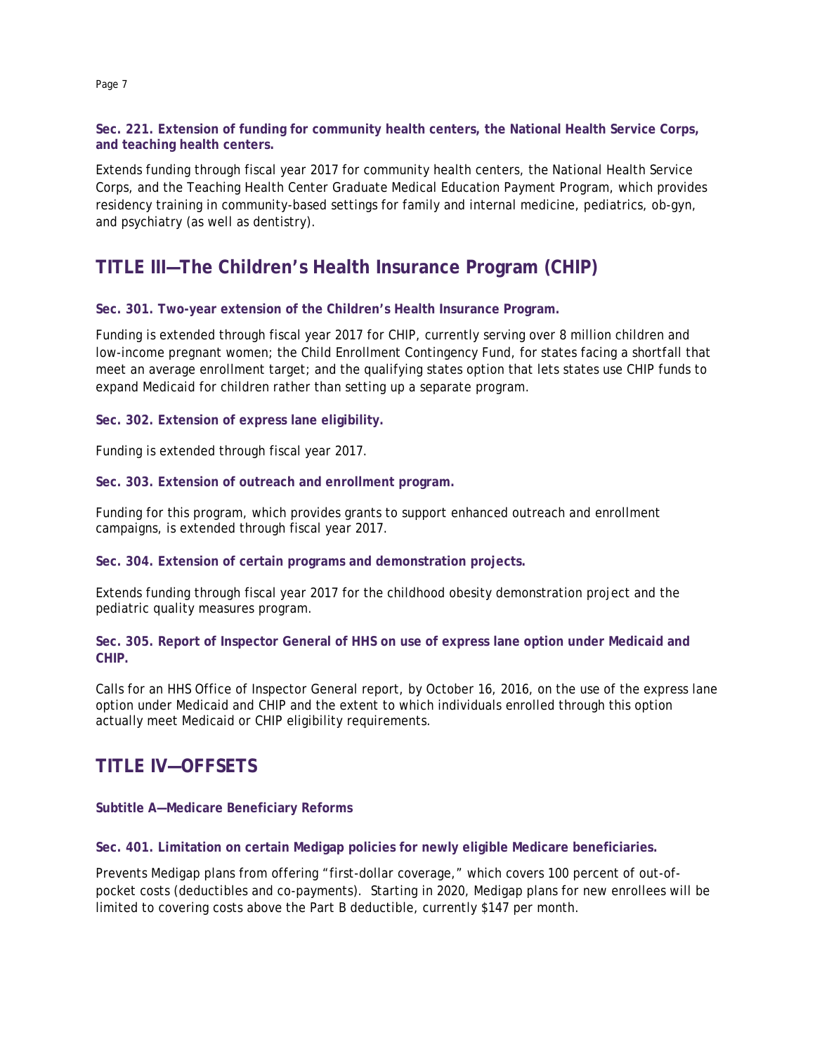**Sec. 221. Extension of funding for community health centers, the National Health Service Corps, and teaching health centers.**

Extends funding through fiscal year 2017 for community health centers, the National Health Service Corps, and the Teaching Health Center Graduate Medical Education Payment Program, which provides residency training in community-based settings for family and internal medicine, pediatrics, ob-gyn, and psychiatry (as well as dentistry).

## TITLE III—The Children's Health Insurance Program (CHIP)

**Sec. 301. Two-year extension of the Children's Health Insurance Program.**

Funding is extended through fiscal year 2017 for CHIP, currently serving over 8 million children and low-income pregnant women; the Child Enrollment Contingency Fund, for states facing a shortfall that meet an average enrollment target; and the qualifying states option that lets states use CHIP funds to expand Medicaid for children rather than setting up a separate program.

**Sec. 302. Extension of express lane eligibility.**

Funding is extended through fiscal year 2017.

**Sec. 303. Extension of outreach and enrollment program.**

Funding for this program, which provides grants to support enhanced outreach and enrollment campaigns, is extended through fiscal year 2017.

**Sec. 304. Extension of certain programs and demonstration projects.**

Extends funding through fiscal year 2017 for the childhood obesity demonstration project and the pediatric quality measures program.

**Sec. 305. Report of Inspector General of HHS on use of express lane option under Medicaid and CHIP.**

Calls for an HHS Office of Inspector General report, by October 16, 2016, on the use of the express lane option under Medicaid and CHIP and the extent to which individuals enrolled through this option actually meet Medicaid or CHIP eligibility requirements.

## TITLE IV—OFFSETS

**Subtitle A—Medicare Beneficiary Reforms**

**Sec. 401. Limitation on certain Medigap policies for newly eligible Medicare beneficiaries.**

Prevents Medigap plans from offering "first-dollar coverage," which covers 100 percent of out-of-pocket costs (deductibles and co-payments). Starting in 2020, Medigap plans for new enrollees will be limited to covering costs above the Part B deductible, currently $147 per month.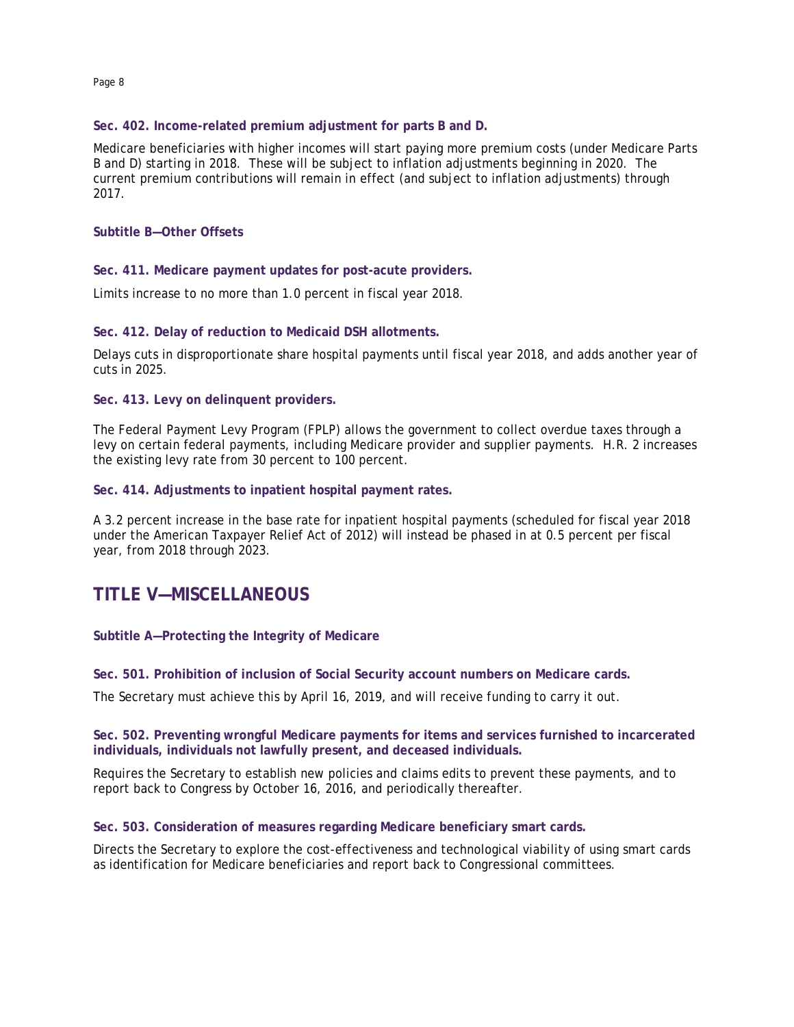### Sec. 402. Income-related premium adjustment for parts B and D.

Medicare beneficiaries with higher incomes will start paying more premium costs (under Medicare Parts B and D) starting in 2018. These will be subject to inflation adjustments beginning in 2020. The current premium contributions will remain in effect (and subject to inflation adjustments) through 2017.

### Subtitle B—Other Offsets

### Sec. 411. Medicare payment updates for post-acute providers.

Limits increase to no more than 1.0 percent in fiscal year 2018.

### Sec. 412. Delay of reduction to Medicaid DSH allotments.

Delays cuts in disproportionate share hospital payments until fiscal year 2018, and adds another year of cuts in 2025.

### Sec. 413. Levy on delinquent providers.

The Federal Payment Levy Program (FPLP) allows the government to collect overdue taxes through a levy on certain federal payments, including Medicare provider and supplier payments. H.R. 2 increases the existing levy rate from 30 percent to 100 percent.

### Sec. 414. Adjustments to inpatient hospital payment rates.

A 3.2 percent increase in the base rate for inpatient hospital payments (scheduled for fiscal year 2018 under the American Taxpayer Relief Act of 2012) will instead be phased in at 0.5 percent per fiscal year, from 2018 through 2023.

## TITLE V—MISCELLANEOUS

### Subtitle A—Protecting the Integrity of Medicare

### Sec. 501. Prohibition of inclusion of Social Security account numbers on Medicare cards.

The Secretary must achieve this by April 16, 2019, and will receive funding to carry it out.

### Sec. 502. Preventing wrongful Medicare payments for items and services furnished to incarcerated individuals, individuals not lawfully present, and deceased individuals.

Requires the Secretary to establish new policies and claims edits to prevent these payments, and to report back to Congress by October 16, 2016, and periodically thereafter.

### Sec. 503. Consideration of measures regarding Medicare beneficiary smart cards.

Directs the Secretary to explore the cost-effectiveness and technological viability of using smart cards as identification for Medicare beneficiaries and report back to Congressional committees.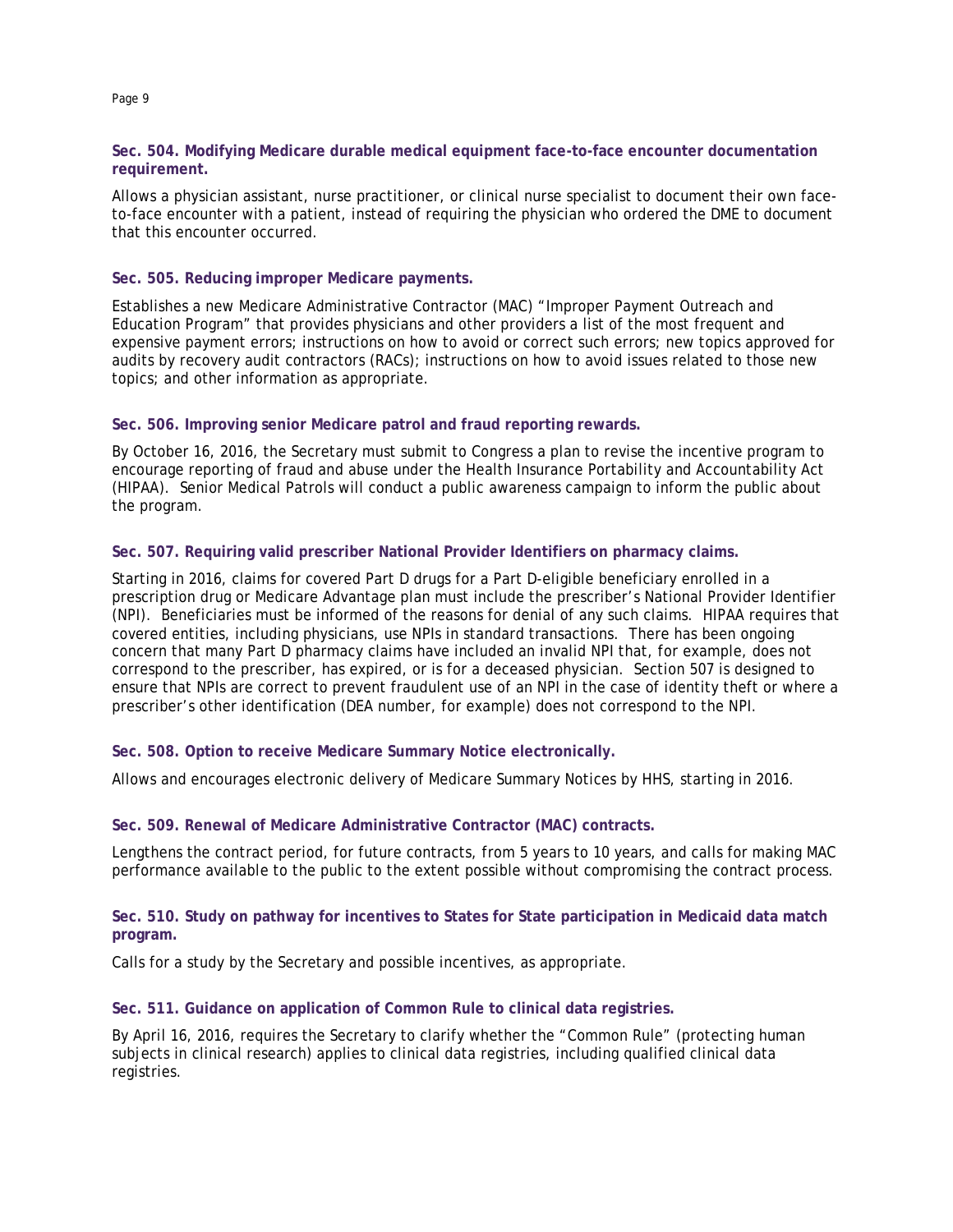### Sec. 504. Modifying Medicare durable medical equipment face-to-face encounter documentation requirement.

Allows a physician assistant, nurse practitioner, or clinical nurse specialist to document their own face-to-face encounter with a patient, instead of requiring the physician who ordered the DME to document that this encounter occurred.

### Sec. 505. Reducing improper Medicare payments.

Establishes a new Medicare Administrative Contractor (MAC) "Improper Payment Outreach and Education Program" that provides physicians and other providers a list of the most frequent and expensive payment errors; instructions on how to avoid or correct such errors; new topics approved for audits by recovery audit contractors (RACs); instructions on how to avoid issues related to those new topics; and other information as appropriate.

### Sec. 506. Improving senior Medicare patrol and fraud reporting rewards.

By October 16, 2016, the Secretary must submit to Congress a plan to revise the incentive program to encourage reporting of fraud and abuse under the Health Insurance Portability and Accountability Act (HIPAA). Senior Medical Patrols will conduct a public awareness campaign to inform the public about the program.

### Sec. 507. Requiring valid prescriber National Provider Identifiers on pharmacy claims.

Starting in 2016, claims for covered Part D drugs for a Part D-eligible beneficiary enrolled in a prescription drug or Medicare Advantage plan must include the prescriber's National Provider Identifier (NPI). Beneficiaries must be informed of the reasons for denial of any such claims. HIPAA requires that covered entities, including physicians, use NPIs in standard transactions. There has been ongoing concern that many Part D pharmacy claims have included an invalid NPI that, for example, does not correspond to the prescriber, has expired, or is for a deceased physician. Section 507 is designed to ensure that NPIs are correct to prevent fraudulent use of an NPI in the case of identity theft or where a prescriber's other identification (DEA number, for example) does not correspond to the NPI.

### Sec. 508. Option to receive Medicare Summary Notice electronically.

Allows and encourages electronic delivery of Medicare Summary Notices by HHS, starting in 2016.

### Sec. 509. Renewal of Medicare Administrative Contractor (MAC) contracts.

Lengthens the contract period, for future contracts, from 5 years to 10 years, and calls for making MAC performance available to the public to the extent possible without compromising the contract process.

### Sec. 510. Study on pathway for incentives to States for State participation in Medicaid data match program.

Calls for a study by the Secretary and possible incentives, as appropriate.

### Sec. 511. Guidance on application of Common Rule to clinical data registries.

By April 16, 2016, requires the Secretary to clarify whether the "Common Rule" (protecting human subjects in clinical research) applies to clinical data registries, including qualified clinical data registries.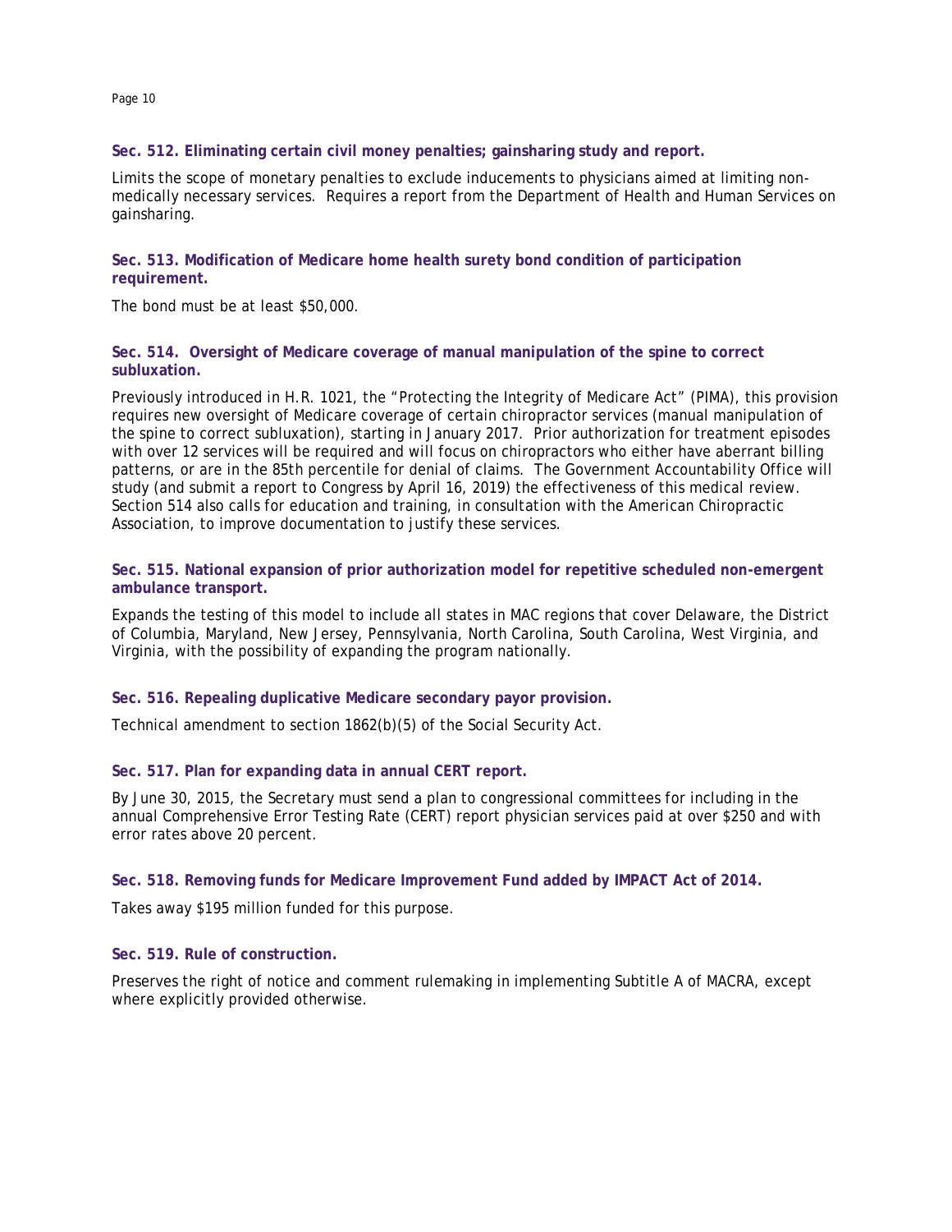**Sec. 512. Eliminating certain civil money penalties; gainsharing study and report.**

Limits the scope of monetary penalties to exclude inducements to physicians aimed at limiting non-medically necessary services. Requires a report from the Department of Health and Human Services on gainsharing.

**Sec. 513. Modification of Medicare home health surety bond condition of participation requirement.**

The bond must be at least $50,000.

**Sec. 514. Oversight of Medicare coverage of manual manipulation of the spine to correct subluxation.**

Previously introduced in H.R. 1021, the "Protecting the Integrity of Medicare Act" (PIMA), this provision requires new oversight of Medicare coverage of certain chiropractor services (manual manipulation of the spine to correct subluxation), starting in January 2017. Prior authorization for treatment episodes with over 12 services will be required and will focus on chiropractors who either have aberrant billing patterns, or are in the 85th percentile for denial of claims. The Government Accountability Office will study (and submit a report to Congress by April 16, 2019) the effectiveness of this medical review. Section 514 also calls for education and training, in consultation with the American Chiropractic Association, to improve documentation to justify these services.

**Sec. 515. National expansion of prior authorization model for repetitive scheduled non-emergent ambulance transport.**

Expands the testing of this model to include all states in MAC regions that cover Delaware, the District of Columbia, Maryland, New Jersey, Pennsylvania, North Carolina, South Carolina, West Virginia, and Virginia, with the possibility of expanding the program nationally.

**Sec. 516. Repealing duplicative Medicare secondary payor provision.**

Technical amendment to section 1862(b)(5) of the Social Security Act.

**Sec. 517. Plan for expanding data in annual CERT report.**

By June 30, 2015, the Secretary must send a plan to congressional committees for including in the annual Comprehensive Error Testing Rate (CERT) report physician services paid at over $250 and with error rates above 20 percent.

**Sec. 518. Removing funds for Medicare Improvement Fund added by IMPACT Act of 2014.**

Takes away $195 million funded for this purpose.

**Sec. 519. Rule of construction.**

Preserves the right of notice and comment rulemaking in implementing Subtitle A of MACRA, except where explicitly provided otherwise.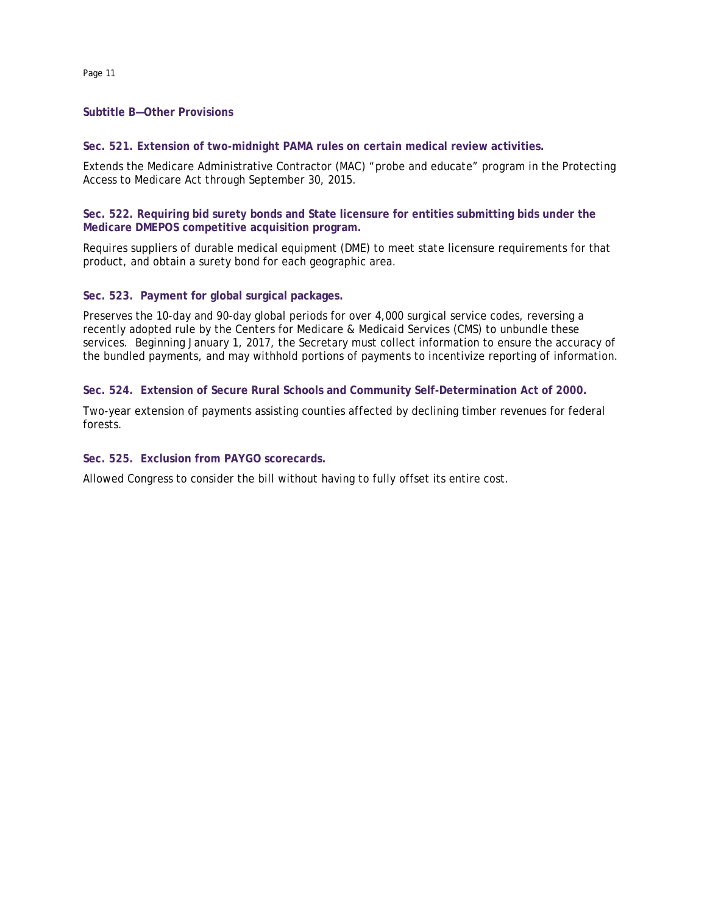## Subtitle B—Other Provisions

### Sec. 521. Extension of two-midnight PAMA rules on certain medical review activities.

Extends the Medicare Administrative Contractor (MAC) "probe and educate" program in the Protecting Access to Medicare Act through September 30, 2015.

### Sec. 522. Requiring bid surety bonds and State licensure for entities submitting bids under the Medicare DMEPOS competitive acquisition program.

Requires suppliers of durable medical equipment (DME) to meet state licensure requirements for that product, and obtain a surety bond for each geographic area.

### Sec. 523. Payment for global surgical packages.

Preserves the 10-day and 90-day global periods for over 4,000 surgical service codes, reversing a recently adopted rule by the Centers for Medicare & Medicaid Services (CMS) to unbundle these services. Beginning January 1, 2017, the Secretary must collect information to ensure the accuracy of the bundled payments, and may withhold portions of payments to incentivize reporting of information.

### Sec. 524. Extension of Secure Rural Schools and Community Self-Determination Act of 2000.

Two-year extension of payments assisting counties affected by declining timber revenues for federal forests.

### Sec. 525. Exclusion from PAYGO scorecards.

Allowed Congress to consider the bill without having to fully offset its entire cost.